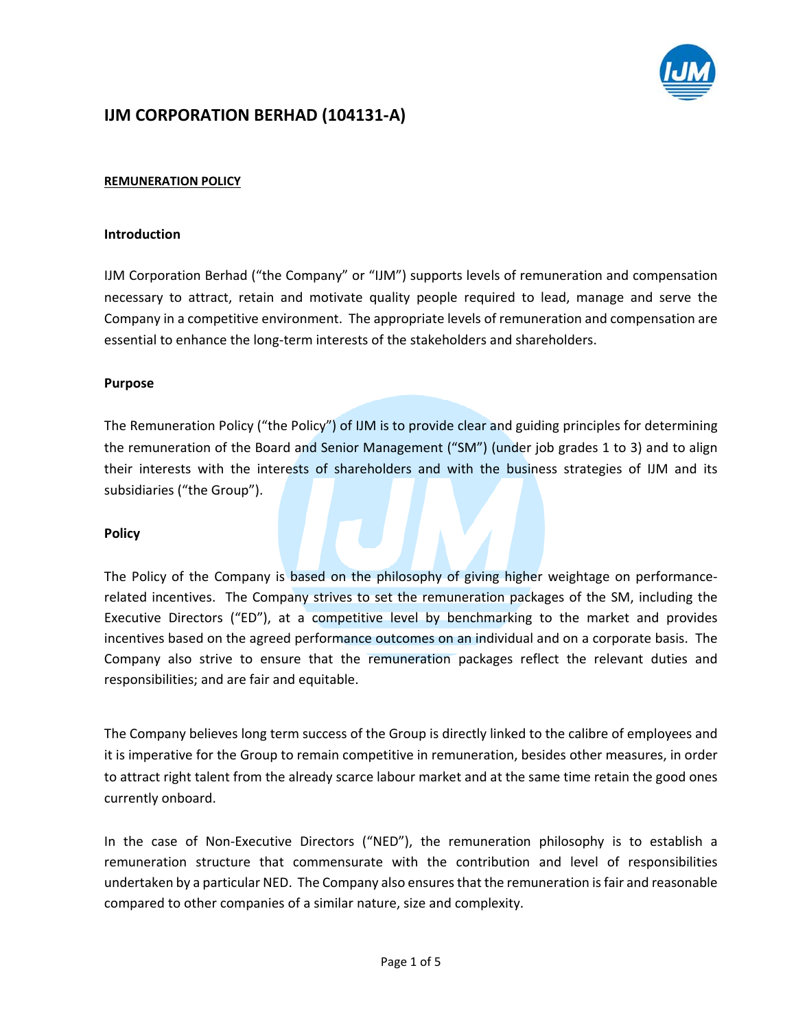# IJM CORPORATION BERHAD (104131-A)

## REMUNERATION POLICY

### Introduction

IJM Corporation Berhad ("the Company" or "IJM") supports levels of remuneration and compensation necessary to attract, retain and motivate quality people required to lead, manage and serve the Company in a competitive environment. The appropriate levels of remuneration and compensation are essential to enhance the long-term interests of the stakeholders and shareholders.

### Purpose

The Remuneration Policy ("the Policy") of IJM is to provide clear and guiding principles for determining the remuneration of the Board and Senior Management ("SM") (under job grades 1 to 3) and to align their interests with the interests of shareholders and with the business strategies of IJM and its subsidiaries ("the Group").

### Policy

The Policy of the Company is based on the philosophy of giving higher weightage on performance-related incentives. The Company strives to set the remuneration packages of the SM, including the Executive Directors ("ED"), at a competitive level by benchmarking to the market and provides incentives based on the agreed performance outcomes on an individual and on a corporate basis. The Company also strive to ensure that the remuneration packages reflect the relevant duties and responsibilities; and are fair and equitable.

The Company believes long term success of the Group is directly linked to the calibre of employees and it is imperative for the Group to remain competitive in remuneration, besides other measures, in order to attract right talent from the already scarce labour market and at the same time retain the good ones currently onboard.

In the case of Non-Executive Directors ("NED"), the remuneration philosophy is to establish a remuneration structure that commensurate with the contribution and level of responsibilities undertaken by a particular NED. The Company also ensures that the remuneration is fair and reasonable compared to other companies of a similar nature, size and complexity.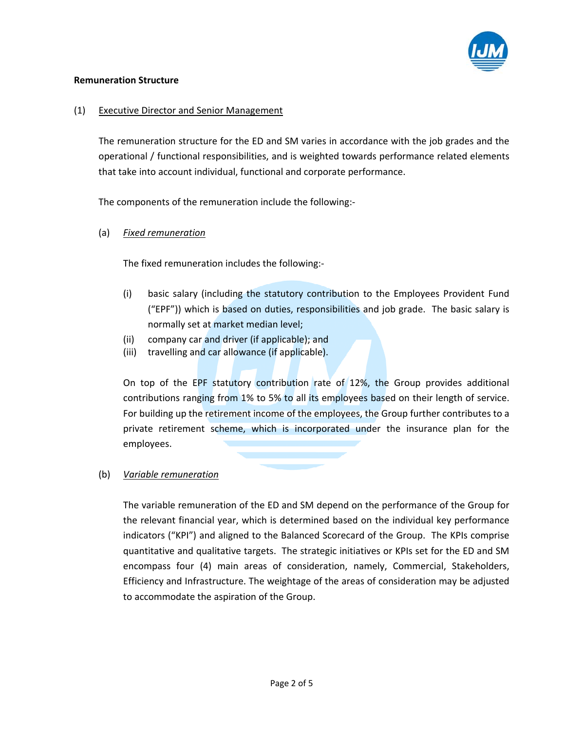**Remuneration Structure**

(1) <u>Executive Director and Senior Management</u>

The remuneration structure for the ED and SM varies in accordance with the job grades and the operational / functional responsibilities, and is weighted towards performance related elements that take into account individual, functional and corporate performance.

The components of the remuneration include the following:-

(a) <u>*Fixed remuneration*</u>

The fixed remuneration includes the following:-

(i) basic salary (including the statutory contribution to the Employees Provident Fund ("EPF")) which is based on duties, responsibilities and job grade. The basic salary is normally set at market median level;

(ii) company car and driver (if applicable); and

(iii) travelling and car allowance (if applicable).

On top of the EPF statutory contribution rate of 12%, the Group provides additional contributions ranging from 1% to 5% to all its employees based on their length of service. For building up the retirement income of the employees, the Group further contributes to a private retirement scheme, which is incorporated under the insurance plan for the employees.

(b) <u>*Variable remuneration*</u>

The variable remuneration of the ED and SM depend on the performance of the Group for the relevant financial year, which is determined based on the individual key performance indicators ("KPI") and aligned to the Balanced Scorecard of the Group. The KPIs comprise quantitative and qualitative targets. The strategic initiatives or KPIs set for the ED and SM encompass four (4) main areas of consideration, namely, Commercial, Stakeholders, Efficiency and Infrastructure. The weightage of the areas of consideration may be adjusted to accommodate the aspiration of the Group.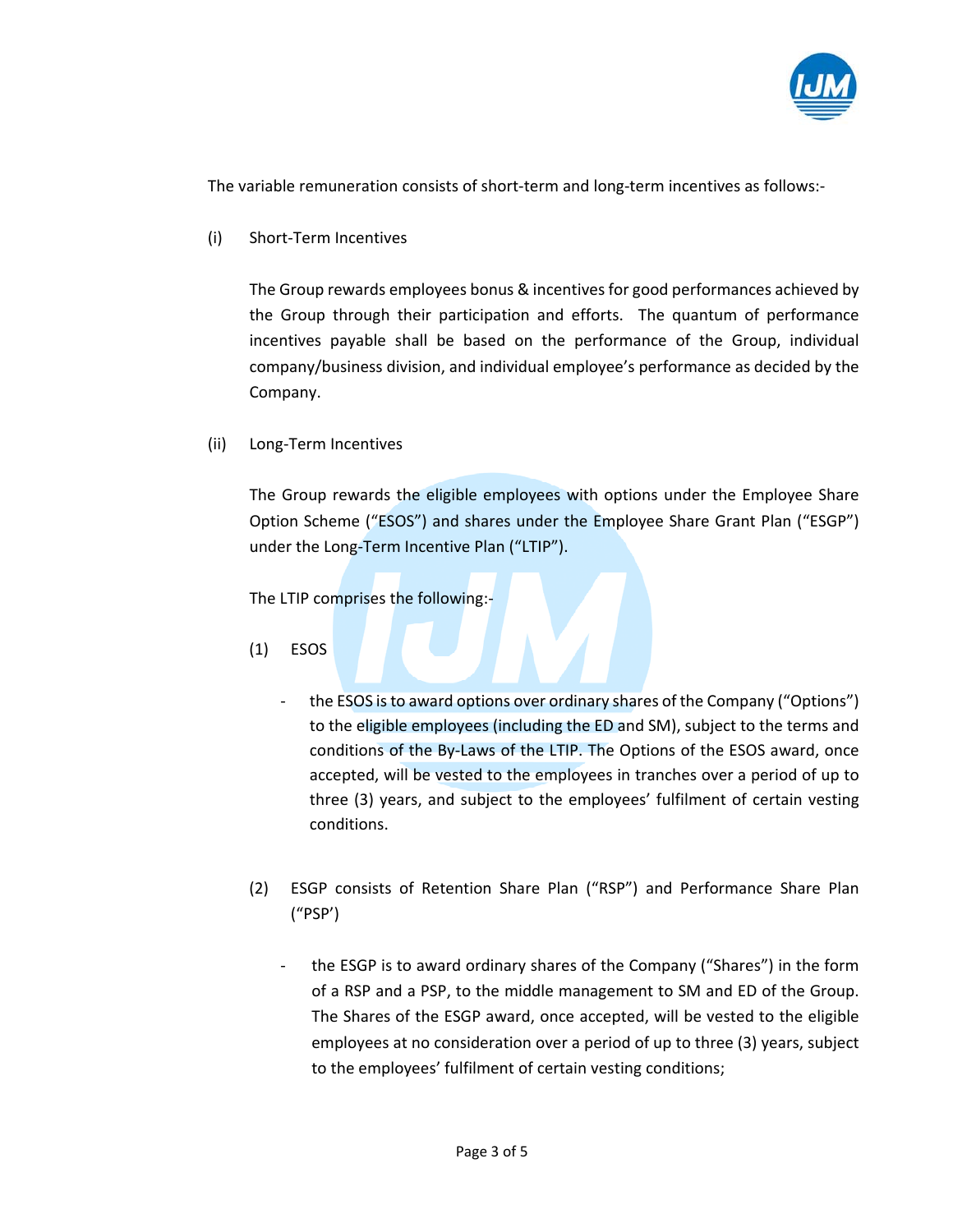The variable remuneration consists of short-term and long-term incentives as follows:-

(i) Short-Term Incentives

The Group rewards employees bonus & incentives for good performances achieved by the Group through their participation and efforts. The quantum of performance incentives payable shall be based on the performance of the Group, individual company/business division, and individual employee's performance as decided by the Company.

(ii) Long-Term Incentives

The Group rewards the eligible employees with options under the Employee Share Option Scheme ("ESOS") and shares under the Employee Share Grant Plan ("ESGP") under the Long-Term Incentive Plan ("LTIP").

The LTIP comprises the following:-

(1) ESOS

- the ESOS is to award options over ordinary shares of the Company ("Options") to the eligible employees (including the ED and SM), subject to the terms and conditions of the By-Laws of the LTIP. The Options of the ESOS award, once accepted, will be vested to the employees in tranches over a period of up to three (3) years, and subject to the employees' fulfilment of certain vesting conditions.

(2) ESGP consists of Retention Share Plan ("RSP") and Performance Share Plan ("PSP')

- the ESGP is to award ordinary shares of the Company ("Shares") in the form of a RSP and a PSP, to the middle management to SM and ED of the Group. The Shares of the ESGP award, once accepted, will be vested to the eligible employees at no consideration over a period of up to three (3) years, subject to the employees' fulfilment of certain vesting conditions;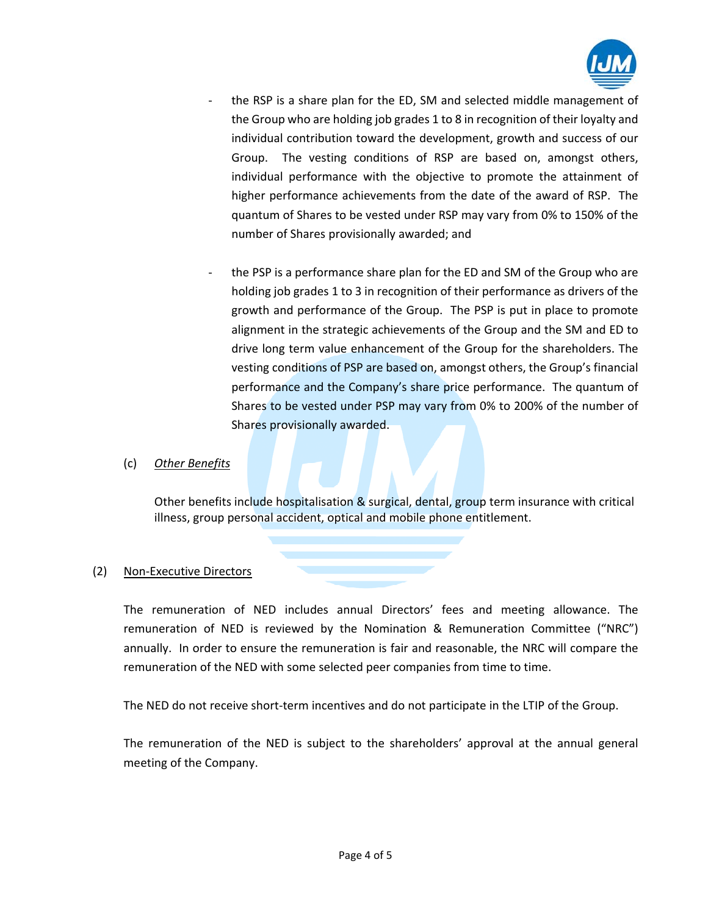- the RSP is a share plan for the ED, SM and selected middle management of the Group who are holding job grades 1 to 8 in recognition of their loyalty and individual contribution toward the development, growth and success of our Group. The vesting conditions of RSP are based on, amongst others, individual performance with the objective to promote the attainment of higher performance achievements from the date of the award of RSP. The quantum of Shares to be vested under RSP may vary from 0% to 150% of the number of Shares provisionally awarded; and

- the PSP is a performance share plan for the ED and SM of the Group who are holding job grades 1 to 3 in recognition of their performance as drivers of the growth and performance of the Group. The PSP is put in place to promote alignment in the strategic achievements of the Group and the SM and ED to drive long term value enhancement of the Group for the shareholders. The vesting conditions of PSP are based on, amongst others, the Group's financial performance and the Company's share price performance. The quantum of Shares to be vested under PSP may vary from 0% to 200% of the number of Shares provisionally awarded.

(c) *Other Benefits*

Other benefits include hospitalisation & surgical, dental, group term insurance with critical illness, group personal accident, optical and mobile phone entitlement.

(2) Non-Executive Directors

The remuneration of NED includes annual Directors' fees and meeting allowance. The remuneration of NED is reviewed by the Nomination & Remuneration Committee ("NRC") annually. In order to ensure the remuneration is fair and reasonable, the NRC will compare the remuneration of the NED with some selected peer companies from time to time.

The NED do not receive short-term incentives and do not participate in the LTIP of the Group.

The remuneration of the NED is subject to the shareholders' approval at the annual general meeting of the Company.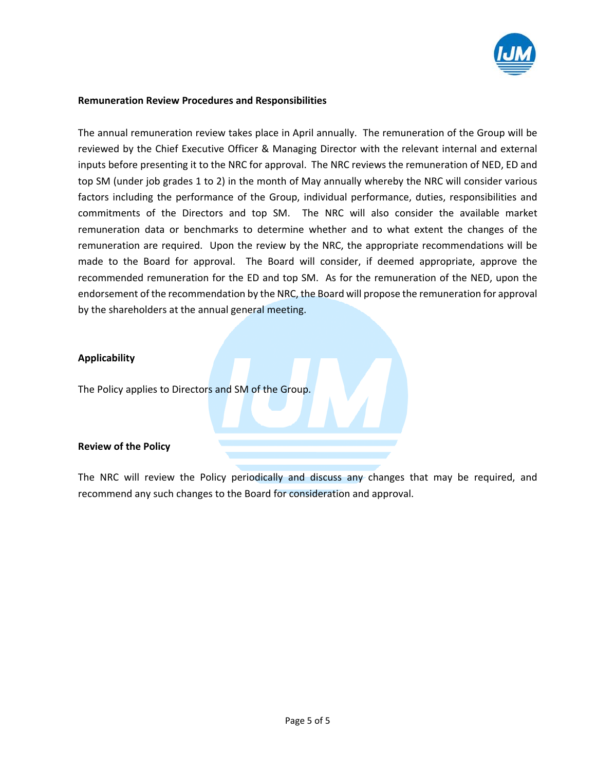**Remuneration Review Procedures and Responsibilities**

The annual remuneration review takes place in April annually. The remuneration of the Group will be reviewed by the Chief Executive Officer & Managing Director with the relevant internal and external inputs before presenting it to the NRC for approval. The NRC reviews the remuneration of NED, ED and top SM (under job grades 1 to 2) in the month of May annually whereby the NRC will consider various factors including the performance of the Group, individual performance, duties, responsibilities and commitments of the Directors and top SM. The NRC will also consider the available market remuneration data or benchmarks to determine whether and to what extent the changes of the remuneration are required. Upon the review by the NRC, the appropriate recommendations will be made to the Board for approval. The Board will consider, if deemed appropriate, approve the recommended remuneration for the ED and top SM. As for the remuneration of the NED, upon the endorsement of the recommendation by the NRC, the Board will propose the remuneration for approval by the shareholders at the annual general meeting.

**Applicability**

The Policy applies to Directors and SM of the Group.

**Review of the Policy**

The NRC will review the Policy periodically and discuss any changes that may be required, and recommend any such changes to the Board for consideration and approval.